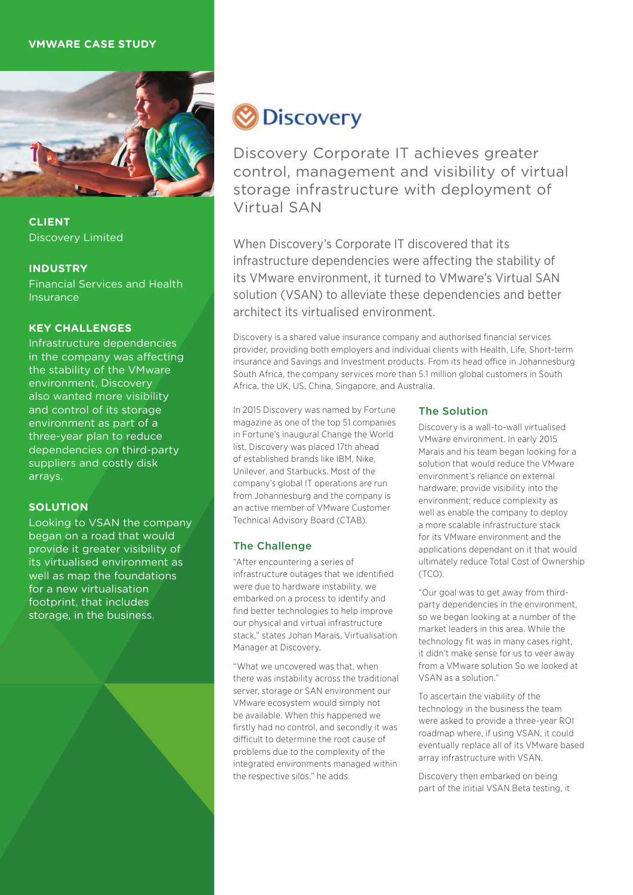VMWARE CASE STUDY

**CLIENT**
Discovery Limited

**INDUSTRY**
Financial Services and Health Insurance

**KEY CHALLENGES**
Infrastructure dependencies in the company was affecting the stability of the VMware environment, Discovery also wanted more visibility and control of its storage environment as part of a three-year plan to reduce dependencies on third-party suppliers and costly disk arrays.

**SOLUTION**
Looking to VSAN the company began on a road that would provide it greater visibility of its virtualised environment as well as map the foundations for a new virtualisation footprint, that includes storage, in the business.

Discovery

# Discovery Corporate IT achieves greater control, management and visibility of virtual storage infrastructure with deployment of Virtual SAN

When Discovery's Corporate IT discovered that its infrastructure dependencies were affecting the stability of its VMware environment, it turned to VMware's Virtual SAN solution (VSAN) to alleviate these dependencies and better architect its virtualised environment.

Discovery is a shared value insurance company and authorised financial services provider, providing both employers and individual clients with Health, Life, Short-term insurance and Savings and Investment products. From its head office in Johannesburg South Africa, the company services more than 5.1 million global customers in South Africa, the UK, US, China, Singapore, and Australia.

In 2015 Discovery was named by Fortune magazine as one of the top 51 companies in Fortune's inaugural Change the World list, Discovery was placed 17th ahead of established brands like IBM, Nike, Unilever, and Starbucks. Most of the company's global IT operations are run from Johannesburg and the company is an active member of VMware Customer Technical Advisory Board (CTAB).

## The Challenge

"After encountering a series of infrastructure outages that we identified were due to hardware instability, we embarked on a process to identify and find better technologies to help improve our physical and virtual infrastructure stack," states Johan Marais, Virtualisation Manager at Discovery.

"What we uncovered was that, when there was instability across the traditional server, storage or SAN environment our VMware ecosystem would simply not be available. When this happened we firstly had no control, and secondly it was difficult to determine the root cause of problems due to the complexity of the integrated environments managed within the respective silos," he adds.

## The Solution

Discovery is a wall-to-wall virtualised VMware environment. In early 2015 Marais and his team began looking for a solution that would reduce the VMware environment's reliance on external hardware; provide visibility into the environment; reduce complexity as well as enable the company to deploy a more scalable infrastructure stack for its VMware environment and the applications dependant on it that would ultimately reduce Total Cost of Ownership (TCO).

"Our goal was to get away from third-party dependencies in the environment, so we began looking at a number of the market leaders in this area. While the technology fit was in many cases right, it didn't make sense for us to veer away from a VMware solution So we looked at VSAN as a solution."

To ascertain the viability of the technology in the business the team were asked to provide a three-year ROI roadmap where, if using VSAN, it could eventually replace all of its VMware based array infrastructure with VSAN.

Discovery then embarked on being part of the initial VSAN Beta testing, it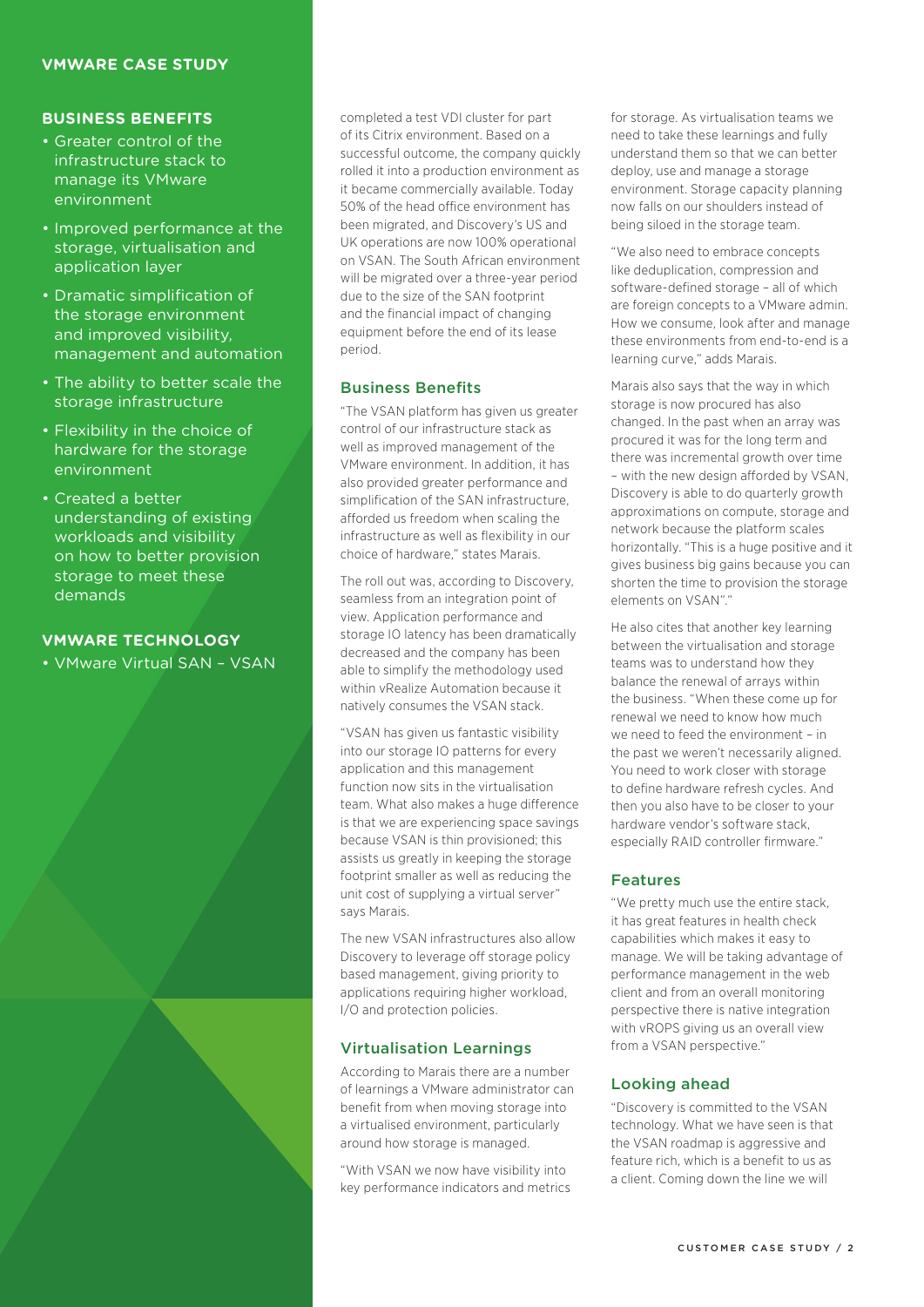### BUSINESS BENEFITS

- Greater control of the infrastructure stack to manage its VMware environment
- Improved performance at the storage, virtualisation and application layer
- Dramatic simplification of the storage environment and improved visibility, management and automation
- The ability to better scale the storage infrastructure
- Flexibility in the choice of hardware for the storage environment
- Created a better understanding of existing workloads and visibility on how to better provision storage to meet these demands

### VMWARE TECHNOLOGY

- VMware Virtual SAN – VSAN

completed a test VDI cluster for part of its Citrix environment. Based on a successful outcome, the company quickly rolled it into a production environment as it became commercially available. Today 50% of the head office environment has been migrated, and Discovery's US and UK operations are now 100% operational on VSAN. The South African environment will be migrated over a three-year period due to the size of the SAN footprint and the financial impact of changing equipment before the end of its lease period.

## Business Benefits

"The VSAN platform has given us greater control of our infrastructure stack as well as improved management of the VMware environment. In addition, it has also provided greater performance and simplification of the SAN infrastructure, afforded us freedom when scaling the infrastructure as well as flexibility in our choice of hardware," states Marais.

The roll out was, according to Discovery, seamless from an integration point of view. Application performance and storage IO latency has been dramatically decreased and the company has been able to simplify the methodology used within vRealize Automation because it natively consumes the VSAN stack.

"VSAN has given us fantastic visibility into our storage IO patterns for every application and this management function now sits in the virtualisation team. What also makes a huge difference is that we are experiencing space savings because VSAN is thin provisioned; this assists us greatly in keeping the storage footprint smaller as well as reducing the unit cost of supplying a virtual server" says Marais.

The new VSAN infrastructures also allow Discovery to leverage off storage policy based management, giving priority to applications requiring higher workload, I/O and protection policies.

## Virtualisation Learnings

According to Marais there are a number of learnings a VMware administrator can benefit from when moving storage into a virtualised environment, particularly around how storage is managed.

"With VSAN we now have visibility into key performance indicators and metrics for storage. As virtualisation teams we need to take these learnings and fully understand them so that we can better deploy, use and manage a storage environment. Storage capacity planning now falls on our shoulders instead of being siloed in the storage team.

"We also need to embrace concepts like deduplication, compression and software-defined storage – all of which are foreign concepts to a VMware admin. How we consume, look after and manage these environments from end-to-end is a learning curve," adds Marais.

Marais also says that the way in which storage is now procured has also changed. In the past when an array was procured it was for the long term and there was incremental growth over time – with the new design afforded by VSAN, Discovery is able to do quarterly growth approximations on compute, storage and network because the platform scales horizontally. "This is a huge positive and it gives business big gains because you can shorten the time to provision the storage elements on VSAN"."

He also cites that another key learning between the virtualisation and storage teams was to understand how they balance the renewal of arrays within the business. "When these come up for renewal we need to know how much we need to feed the environment – in the past we weren't necessarily aligned. You need to work closer with storage to define hardware refresh cycles. And then you also have to be closer to your hardware vendor's software stack, especially RAID controller firmware."

## Features

"We pretty much use the entire stack, it has great features in health check capabilities which makes it easy to manage. We will be taking advantage of performance management in the web client and from an overall monitoring perspective there is native integration with vROPS giving us an overall view from a VSAN perspective."

## Looking ahead

"Discovery is committed to the VSAN technology. What we have seen is that the VSAN roadmap is aggressive and feature rich, which is a benefit to us as a client. Coming down the line we will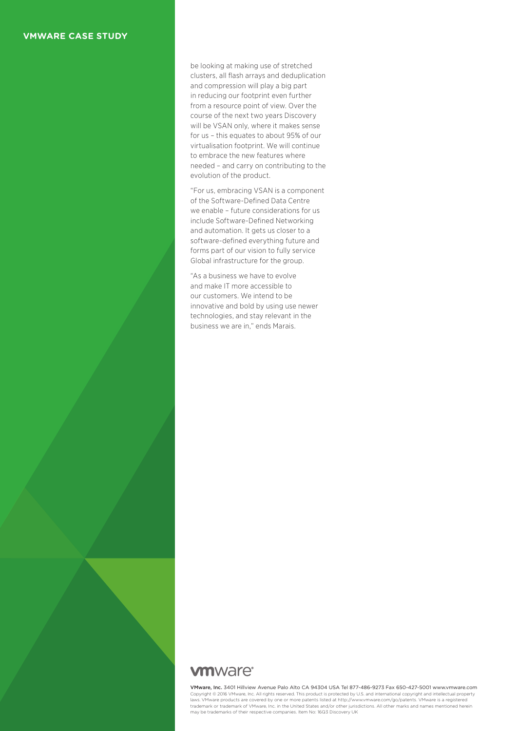be looking at making use of stretched clusters, all flash arrays and deduplication and compression will play a big part in reducing our footprint even further from a resource point of view. Over the course of the next two years Discovery will be VSAN only, where it makes sense for us – this equates to about 95% of our virtualisation footprint. We will continue to embrace the new features where needed – and carry on contributing to the evolution of the product.

"For us, embracing VSAN is a component of the Software-Defined Data Centre we enable – future considerations for us include Software-Defined Networking and automation. It gets us closer to a software-defined everything future and forms part of our vision to fully service Global infrastructure for the group.

"As a business we have to evolve and make IT more accessible to our customers. We intend to be innovative and bold by using use newer technologies, and stay relevant in the business we are in," ends Marais.

**VMware, Inc.** 3401 Hillview Avenue Palo Alto CA 94304 USA Tel 877-486-9273 Fax 650-427-5001 www.vmware.com
Copyright © 2016 VMware, Inc. All rights reserved. This product is protected by U.S. and international copyright and intellectual property laws. VMware products are covered by one or more patents listed at http://www.vmware.com/go/patents. VMware is a registered trademark or trademark of VMware, Inc. in the United States and/or other jurisdictions. All other marks and names mentioned herein may be trademarks of their respective companies. Item No: 16Q3 Discovery UK